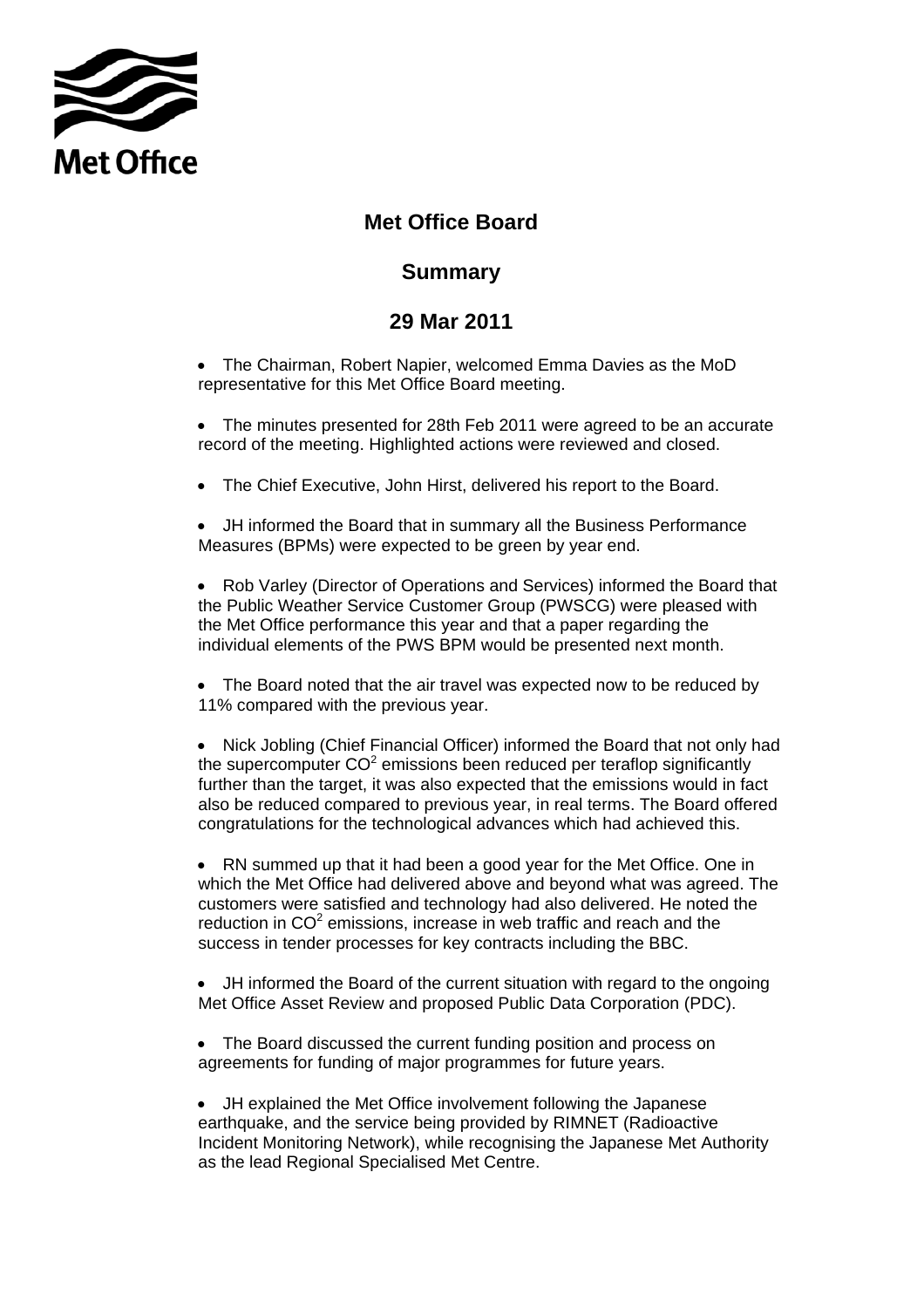Met Office

# Met Office Board

## Summary

## 29 Mar 2011

- The Chairman, Robert Napier, welcomed Emma Davies as the MoD representative for this Met Office Board meeting.

- The minutes presented for 28th Feb 2011 were agreed to be an accurate record of the meeting. Highlighted actions were reviewed and closed.

- The Chief Executive, John Hirst, delivered his report to the Board.

- JH informed the Board that in summary all the Business Performance Measures (BPMs) were expected to be green by year end.

- Rob Varley (Director of Operations and Services) informed the Board that the Public Weather Service Customer Group (PWSCG) were pleased with the Met Office performance this year and that a paper regarding the individual elements of the PWS BPM would be presented next month.

- The Board noted that the air travel was expected now to be reduced by 11% compared with the previous year.

- Nick Jobling (Chief Financial Officer) informed the Board that not only had the supercomputer $CO^2$ emissions been reduced per teraflop significantly further than the target, it was also expected that the emissions would in fact also be reduced compared to previous year, in real terms. The Board offered congratulations for the technological advances which had achieved this.

- RN summed up that it had been a good year for the Met Office. One in which the Met Office had delivered above and beyond what was agreed. The customers were satisfied and technology had also delivered. He noted the reduction in $CO^2$ emissions, increase in web traffic and reach and the success in tender processes for key contracts including the BBC.

- JH informed the Board of the current situation with regard to the ongoing Met Office Asset Review and proposed Public Data Corporation (PDC).

- The Board discussed the current funding position and process on agreements for funding of major programmes for future years.

- JH explained the Met Office involvement following the Japanese earthquake, and the service being provided by RIMNET (Radioactive Incident Monitoring Network), while recognising the Japanese Met Authority as the lead Regional Specialised Met Centre.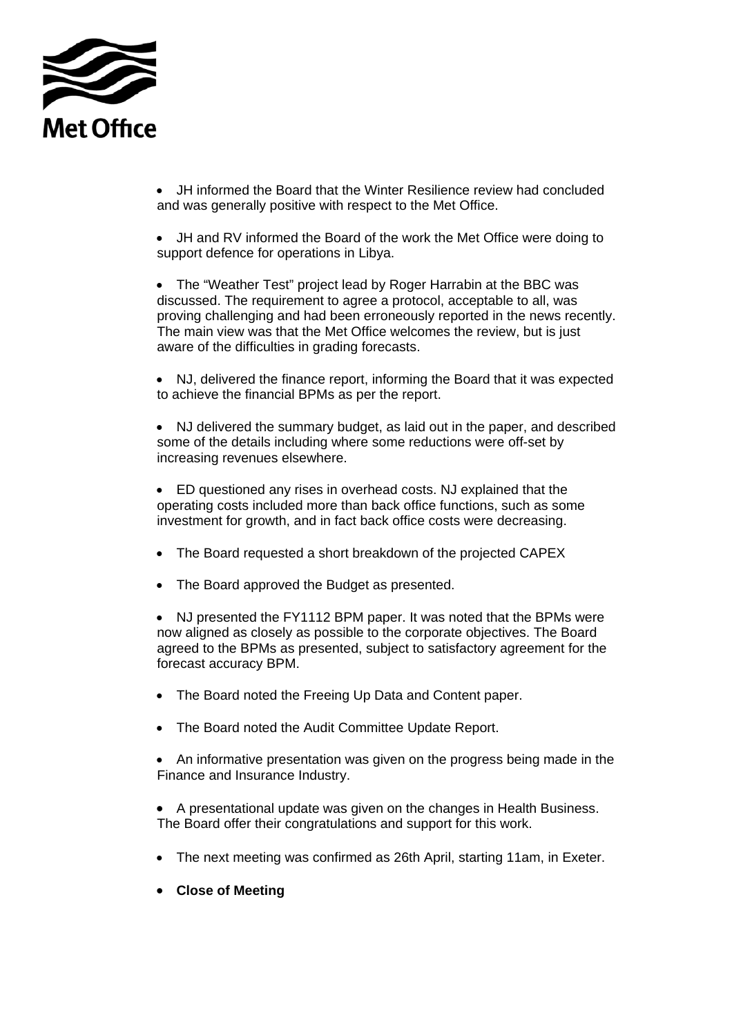- JH informed the Board that the Winter Resilience review had concluded and was generally positive with respect to the Met Office.

- JH and RV informed the Board of the work the Met Office were doing to support defence for operations in Libya.

- The “Weather Test” project lead by Roger Harrabin at the BBC was discussed. The requirement to agree a protocol, acceptable to all, was proving challenging and had been erroneously reported in the news recently. The main view was that the Met Office welcomes the review, but is just aware of the difficulties in grading forecasts.

- NJ, delivered the finance report, informing the Board that it was expected to achieve the financial BPMs as per the report.

- NJ delivered the summary budget, as laid out in the paper, and described some of the details including where some reductions were off-set by increasing revenues elsewhere.

- ED questioned any rises in overhead costs. NJ explained that the operating costs included more than back office functions, such as some investment for growth, and in fact back office costs were decreasing.

- The Board requested a short breakdown of the projected CAPEX

- The Board approved the Budget as presented.

- NJ presented the FY1112 BPM paper. It was noted that the BPMs were now aligned as closely as possible to the corporate objectives. The Board agreed to the BPMs as presented, subject to satisfactory agreement for the forecast accuracy BPM.

- The Board noted the Freeing Up Data and Content paper.

- The Board noted the Audit Committee Update Report.

- An informative presentation was given on the progress being made in the Finance and Insurance Industry.

- A presentational update was given on the changes in Health Business. The Board offer their congratulations and support for this work.

- The next meeting was confirmed as 26th April, starting 11am, in Exeter.

- **Close of Meeting**